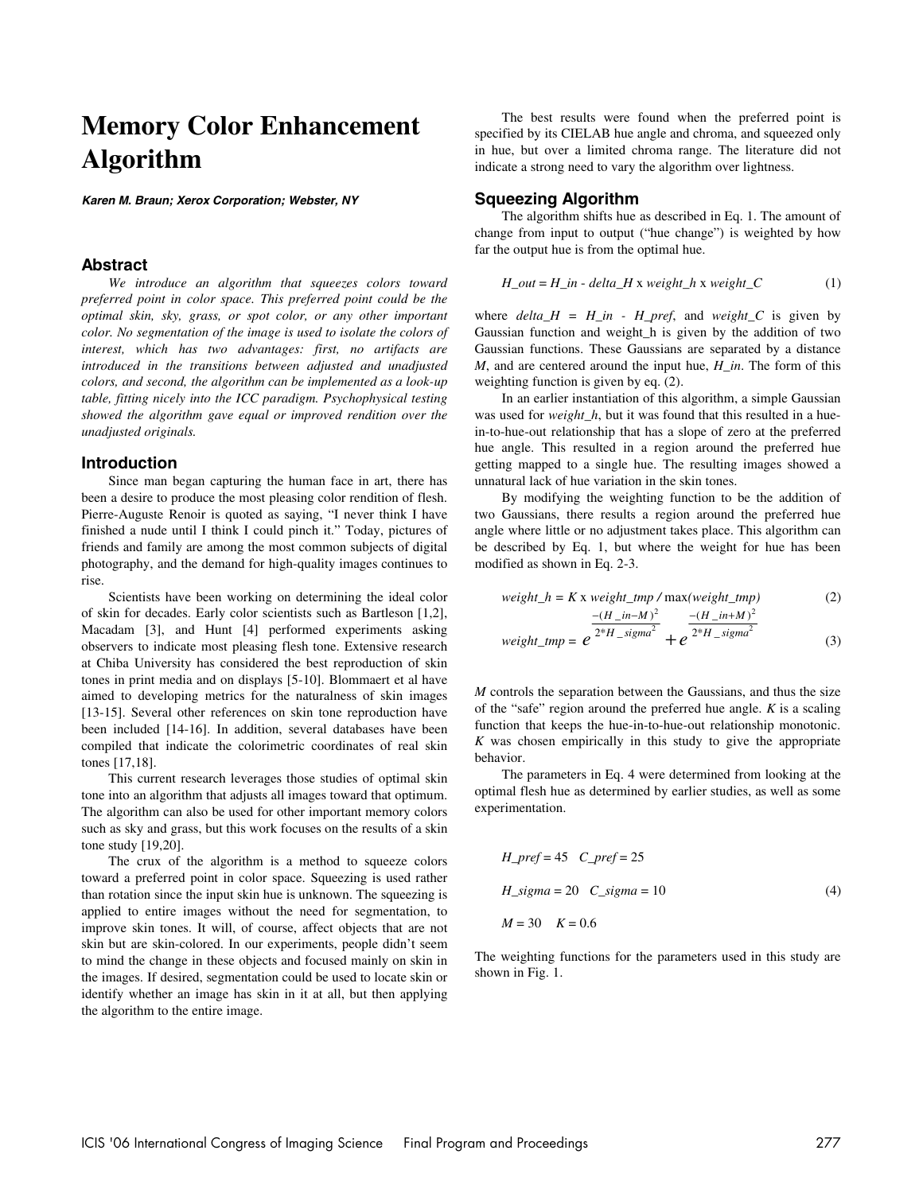# Memory Color Enhancement Algorithm

***Karen M. Braun; Xerox Corporation; Webster, NY***

## Abstract

*We introduce an algorithm that squeezes colors toward preferred point in color space. This preferred point could be the optimal skin, sky, grass, or spot color, or any other important color. No segmentation of the image is used to isolate the colors of interest, which has two advantages: first, no artifacts are introduced in the transitions between adjusted and unadjusted colors, and second, the algorithm can be implemented as a look-up table, fitting nicely into the ICC paradigm. Psychophysical testing showed the algorithm gave equal or improved rendition over the unadjusted originals.*

## Introduction

Since man began capturing the human face in art, there has been a desire to produce the most pleasing color rendition of flesh. Pierre-Auguste Renoir is quoted as saying, "I never think I have finished a nude until I think I could pinch it." Today, pictures of friends and family are among the most common subjects of digital photography, and the demand for high-quality images continues to rise.

Scientists have been working on determining the ideal color of skin for decades. Early color scientists such as Bartleson [1,2], Macadam [3], and Hunt [4] performed experiments asking observers to indicate most pleasing flesh tone. Extensive research at Chiba University has considered the best reproduction of skin tones in print media and on displays [5-10]. Blommaert et al have aimed to developing metrics for the naturalness of skin images [13-15]. Several other references on skin tone reproduction have been included [14-16]. In addition, several databases have been compiled that indicate the colorimetric coordinates of real skin tones [17,18].

This current research leverages those studies of optimal skin tone into an algorithm that adjusts all images toward that optimum. The algorithm can also be used for other important memory colors such as sky and grass, but this work focuses on the results of a skin tone study [19,20].

The crux of the algorithm is a method to squeeze colors toward a preferred point in color space. Squeezing is used rather than rotation since the input skin hue is unknown. The squeezing is applied to entire images without the need for segmentation, to improve skin tones. It will, of course, affect objects that are not skin but are skin-colored. In our experiments, people didn't seem to mind the change in these objects and focused mainly on skin in the images. If desired, segmentation could be used to locate skin or identify whether an image has skin in it at all, but then applying the algorithm to the entire image.

The best results were found when the preferred point is specified by its CIELAB hue angle and chroma, and squeezed only in hue, but over a limited chroma range. The literature did not indicate a strong need to vary the algorithm over lightness.

## Squeezing Algorithm

The algorithm shifts hue as described in Eq. 1. The amount of change from input to output ("hue change") is weighted by how far the output hue is from the optimal hue.

$$H\_out = H\_in - delta\_H \times weight\_h \times weight\_C \tag{1}$$

where $delta\_H = H\_in - H\_pref$, and $weight\_C$ is given by Gaussian function and weight_h is given by the addition of two Gaussian functions. These Gaussians are separated by a distance $M$, and are centered around the input hue, $H\_in$. The form of this weighting function is given by eq. (2).

In an earlier instantiation of this algorithm, a simple Gaussian was used for $weight\_h$, but it was found that this resulted in a hue-in-to-hue-out relationship that has a slope of zero at the preferred hue angle. This resulted in a region around the preferred hue getting mapped to a single hue. The resulting images showed a unnatural lack of hue variation in the skin tones.

By modifying the weighting function to be the addition of two Gaussians, there results a region around the preferred hue angle where little or no adjustment takes place. This algorithm can be described by Eq. 1, but where the weight for hue has been modified as shown in Eq. 2-3.

$$weight\_h = K \times weight\_tmp \, / \max(weight\_tmp) \tag{2}$$

$$weight\_tmp = e^{\frac{-(H\_in-M)^2}{2*H\_sigma^2}} + e^{\frac{-(H\_in+M)^2}{2*H\_sigma^2}} \tag{3}$$

$M$ controls the separation between the Gaussians, and thus the size of the "safe" region around the preferred hue angle. $K$ is a scaling function that keeps the hue-in-to-hue-out relationship monotonic. $K$ was chosen empirically in this study to give the appropriate behavior.

The parameters in Eq. 4 were determined from looking at the optimal flesh hue as determined by earlier studies, as well as some experimentation.

$$\begin{aligned} &H\_pref = 45 \quad C\_pref = 25 \\ &H\_sigma = 20 \quad C\_sigma = 10 \\ &M = 30 \quad K = 0.6 \end{aligned} \tag{4}$$

The weighting functions for the parameters used in this study are shown in Fig. 1.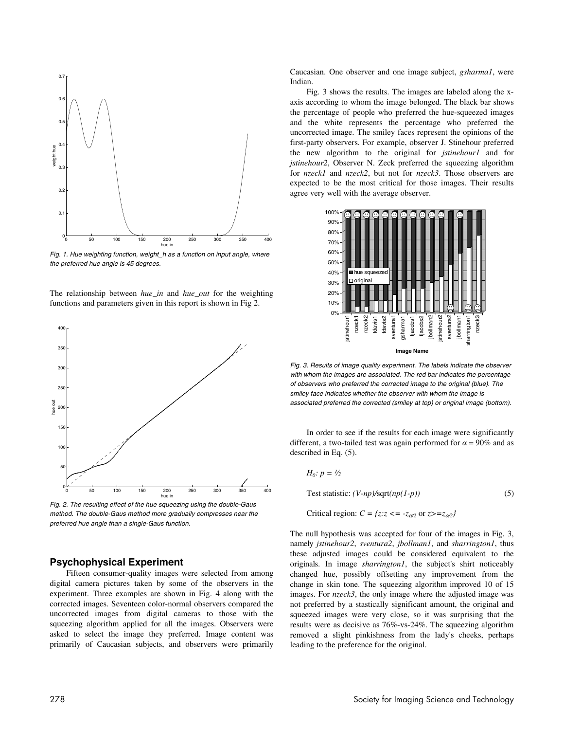Fig. 1. Hue weighting function, weight_h as a function on input angle, where the preferred hue angle is 45 degrees.

The relationship between *hue_in* and *hue_out* for the weighting functions and parameters given in this report is shown in Fig 2.

Fig. 2. The resulting effect of the hue squeezing using the double-Gaus method. The double-Gaus method more gradually compresses near the preferred hue angle than a single-Gaus function.

## Psychophysical Experiment

Fifteen consumer-quality images were selected from among digital camera pictures taken by some of the observers in the experiment. Three examples are shown in Fig. 4 along with the corrected images. Seventeen color-normal observers compared the uncorrected images from digital cameras to those with the squeezing algorithm applied for all the images. Observers were asked to select the image they preferred. Image content was primarily of Caucasian subjects, and observers were primarily Caucasian. One observer and one image subject, *gsharma1*, were Indian.

Fig. 3 shows the results. The images are labeled along the x-axis according to whom the image belonged. The black bar shows the percentage of people who preferred the hue-squeezed images and the white represents the percentage who preferred the uncorrected image. The smiley faces represent the opinions of the first-party observers. For example, observer J. Stinehour preferred the new algorithm to the original for *jstinehour1* and for *jstinehour2*, Observer N. Zeck preferred the squeezing algorithm for *nzeck1* and *nzeck2*, but not for *nzeck3*. Those observers are expected to be the most critical for those images. Their results agree very well with the average observer.

Fig. 3. Results of image quality experiment. The labels indicate the observer with whom the images are associated. The red bar indicates the percentage of observers who preferred the corrected image to the original (blue). The smiley face indicates whether the observer with whom the image is associated preferred the corrected (smiley at top) or original image (bottom).

In order to see if the results for each image were significantly different, a two-tailed test was again performed for $\alpha = 90\%$ and as described in Eq. (5).

$H_0$: $p = ½$

$$\text{Test statistic: } (V-np)/\text{sqrt}(np(1-p)) \tag{5}$$

$$\text{Critical region: } C = \{z : z <= -z_{\alpha/2} \text{ or } z >= z_{\alpha/2}\}$$

The null hypothesis was accepted for four of the images in Fig. 3, namely *jstinehour2*, *sventura2*, *jbollman1*, and *sharrington1*, thus these adjusted images could be considered equivalent to the originals. In image *sharrington1*, the subject's shirt noticeably changed hue, possibly offsetting any improvement from the change in skin tone. The squeezing algorithm improved 10 of 15 images. For *nzeck3*, the only image where the adjusted image was not preferred by a stastically significant amount, the original and squeezed images were very close, so it was surprising that the results were as decisive as 76%-vs-24%. The squeezing algorithm removed a slight pinkishness from the lady's cheeks, perhaps leading to the preference for the original.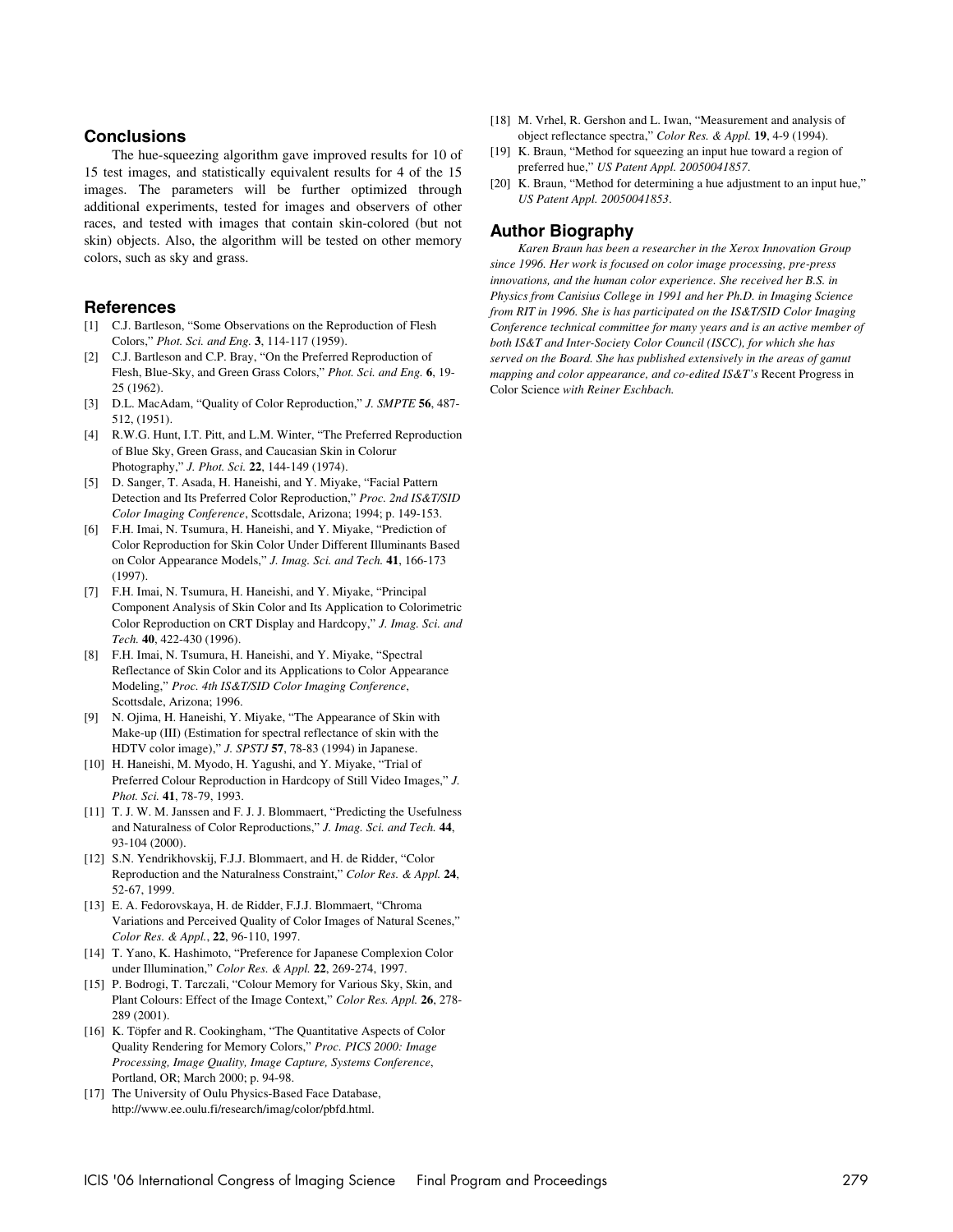## Conclusions

The hue-squeezing algorithm gave improved results for 10 of 15 test images, and statistically equivalent results for 4 of the 15 images. The parameters will be further optimized through additional experiments, tested for images and observers of other races, and tested with images that contain skin-colored (but not skin) objects. Also, the algorithm will be tested on other memory colors, such as sky and grass.

## References

[1] C.J. Bartleson, "Some Observations on the Reproduction of Flesh Colors," *Phot. Sci. and Eng.* **3**, 114-117 (1959).

[2] C.J. Bartleson and C.P. Bray, "On the Preferred Reproduction of Flesh, Blue-Sky, and Green Grass Colors," *Phot. Sci. and Eng.* **6**, 19-25 (1962).

[3] D.L. MacAdam, "Quality of Color Reproduction," *J. SMPTE* **56**, 487-512, (1951).

[4] R.W.G. Hunt, I.T. Pitt, and L.M. Winter, "The Preferred Reproduction of Blue Sky, Green Grass, and Caucasian Skin in Colorur Photography," *J. Phot. Sci.* **22**, 144-149 (1974).

[5] D. Sanger, T. Asada, H. Haneishi, and Y. Miyake, "Facial Pattern Detection and Its Preferred Color Reproduction," *Proc. 2nd IS&T/SID Color Imaging Conference*, Scottsdale, Arizona; 1994; p. 149-153.

[6] F.H. Imai, N. Tsumura, H. Haneishi, and Y. Miyake, "Prediction of Color Reproduction for Skin Color Under Different Illuminants Based on Color Appearance Models," *J. Imag. Sci. and Tech.* **41**, 166-173 (1997).

[7] F.H. Imai, N. Tsumura, H. Haneishi, and Y. Miyake, "Principal Component Analysis of Skin Color and Its Application to Colorimetric Color Reproduction on CRT Display and Hardcopy," *J. Imag. Sci. and Tech.* **40**, 422-430 (1996).

[8] F.H. Imai, N. Tsumura, H. Haneishi, and Y. Miyake, "Spectral Reflectance of Skin Color and its Applications to Color Appearance Modeling," *Proc. 4th IS&T/SID Color Imaging Conference*, Scottsdale, Arizona; 1996.

[9] N. Ojima, H. Haneishi, Y. Miyake, "The Appearance of Skin with Make-up (III) (Estimation for spectral reflectance of skin with the HDTV color image)," *J. SPSTJ* **57**, 78-83 (1994) in Japanese.

[10] H. Haneishi, M. Myodo, H. Yagushi, and Y. Miyake, "Trial of Preferred Colour Reproduction in Hardcopy of Still Video Images," *J. Phot. Sci.* **41**, 78-79, 1993.

[11] T. J. W. M. Janssen and F. J. J. Blommaert, "Predicting the Usefulness and Naturalness of Color Reproductions," *J. Imag. Sci. and Tech.* **44**, 93-104 (2000).

[12] S.N. Yendrikhovskij, F.J.J. Blommaert, and H. de Ridder, "Color Reproduction and the Naturalness Constraint," *Color Res. & Appl.* **24**, 52-67, 1999.

[13] E. A. Fedorovskaya, H. de Ridder, F.J.J. Blommaert, "Chroma Variations and Perceived Quality of Color Images of Natural Scenes," *Color Res. & Appl.*, **22**, 96-110, 1997.

[14] T. Yano, K. Hashimoto, "Preference for Japanese Complexion Color under Illumination," *Color Res. & Appl.* **22**, 269-274, 1997.

[15] P. Bodrogi, T. Tarczali, "Colour Memory for Various Sky, Skin, and Plant Colours: Effect of the Image Context," *Color Res. Appl.* **26**, 278-289 (2001).

[16] K. Töpfer and R. Cookingham, "The Quantitative Aspects of Color Quality Rendering for Memory Colors," *Proc. PICS 2000: Image Processing, Image Quality, Image Capture, Systems Conference*, Portland, OR; March 2000; p. 94-98.

[17] The University of Oulu Physics-Based Face Database, http://www.ee.oulu.fi/research/imag/color/pbfd.html.

[18] M. Vrhel, R. Gershon and L. Iwan, "Measurement and analysis of object reflectance spectra," *Color Res. & Appl.* **19**, 4-9 (1994).

[19] K. Braun, "Method for squeezing an input hue toward a region of preferred hue," *US Patent Appl. 20050041857*.

[20] K. Braun, "Method for determining a hue adjustment to an input hue," *US Patent Appl. 20050041853*.

## Author Biography

*Karen Braun has been a researcher in the Xerox Innovation Group since 1996. Her work is focused on color image processing, pre-press innovations, and the human color experience. She received her B.S. in Physics from Canisius College in 1991 and her Ph.D. in Imaging Science from RIT in 1996. She is has participated on the IS&T/SID Color Imaging Conference technical committee for many years and is an active member of both IS&T and Inter-Society Color Council (ISCC), for which she has served on the Board. She has published extensively in the areas of gamut mapping and color appearance, and co-edited IS&T's* Recent Progress in Color Science *with Reiner Eschbach.*